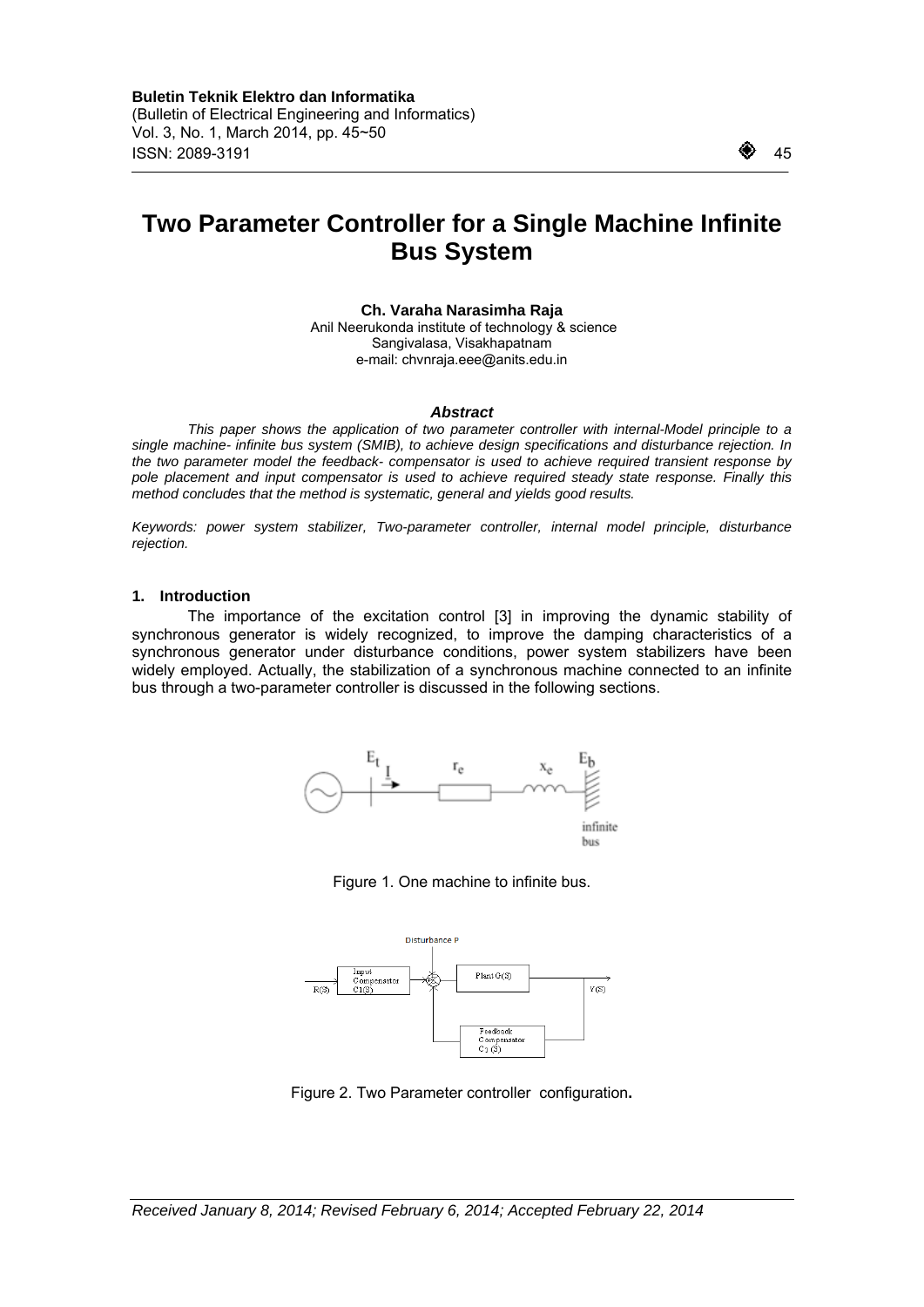# Two Parameter Controller for a Single Machine Infinite Bus System

**Ch. Varaha Narasimha Raja**
Anil Neerukonda institute of technology & science
Sangivalasa, Visakhapatnam
e-mail: chvnraja.eee@anits.edu.in

### *Abstract*

*This paper shows the application of two parameter controller with internal-Model principle to a single machine- infinite bus system (SMIB), to achieve design specifications and disturbance rejection. In the two parameter model the feedback- compensator is used to achieve required transient response by pole placement and input compensator is used to achieve required steady state response. Finally this method concludes that the method is systematic, general and yields good results.*

*Keywords: power system stabilizer, Two-parameter controller, internal model principle, disturbance rejection.*

## 1. Introduction

The importance of the excitation control [3] in improving the dynamic stability of synchronous generator is widely recognized, to improve the damping characteristics of a synchronous generator under disturbance conditions, power system stabilizers have been widely employed. Actually, the stabilization of a synchronous machine connected to an infinite bus through a two-parameter controller is discussed in the following sections.

Figure 1. One machine to infinite bus.

Figure 2. Two Parameter controller configuration**.**

*Received January 8, 2014; Revised February 6, 2014; Accepted February 22, 2014*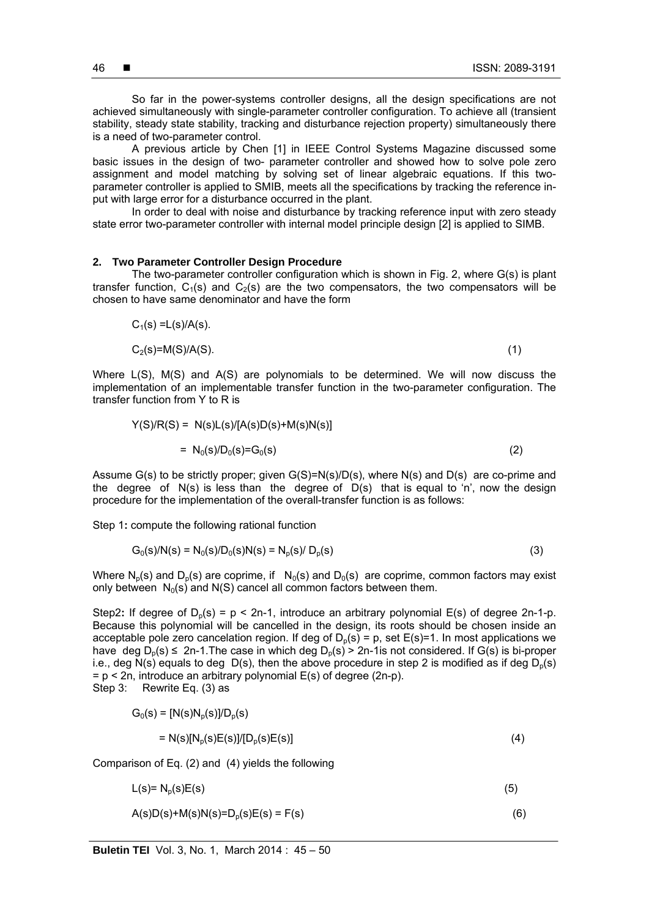So far in the power-systems controller designs, all the design specifications are not achieved simultaneously with single-parameter controller configuration. To achieve all (transient stability, steady state stability, tracking and disturbance rejection property) simultaneously there is a need of two-parameter control.

A previous article by Chen [1] in IEEE Control Systems Magazine discussed some basic issues in the design of two- parameter controller and showed how to solve pole zero assignment and model matching by solving set of linear algebraic equations. If this two-parameter controller is applied to SMIB, meets all the specifications by tracking the reference in-put with large error for a disturbance occurred in the plant.

In order to deal with noise and disturbance by tracking reference input with zero steady state error two-parameter controller with internal model principle design [2] is applied to SIMB.

## 2. Two Parameter Controller Design Procedure

The two-parameter controller configuration which is shown in Fig. 2, where G(s) is plant transfer function, $C_1(s)$ and $C_2(s)$ are the two compensators, the two compensators will be chosen to have same denominator and have the form

$$C_1(s) = L(s)/A(s).$$

$$C_2(s) = M(S)/A(S). \quad (1)$$

Where L(S), M(S) and A(S) are polynomials to be determined. We will now discuss the implementation of an implementable transfer function in the two-parameter configuration. The transfer function from Y to R is

$$Y(S)/R(S) = N(s)L(s)/[A(s)D(s)+M(s)N(s)]$$

$$= N_0(s)/D_0(s) = G_0(s) \quad (2)$$

Assume G(s) to be strictly proper; given G(S)=N(s)/D(s), where N(s) and D(s) are co-prime and the degree of N(s) is less than the degree of D(s) that is equal to 'n', now the design procedure for the implementation of the overall-transfer function is as follows:

**Step 1:** compute the following rational function

$$G_0(s)/N(s) = N_0(s)/D_0(s)N(s) = N_p(s)/D_p(s) \quad (3)$$

Where $N_p(s)$ and $D_p(s)$ are coprime, if $N_0(s)$ and $D_0(s)$ are coprime, common factors may exist only between $N_0(s)$ and N(S) cancel all common factors between them.

**Step2:** If degree of $D_p(s) = p < 2n-1$, introduce an arbitrary polynomial E(s) of degree 2n-1-p. Because this polynomial will be cancelled in the design, its roots should be chosen inside an acceptable pole zero cancelation region. If deg of $D_p(s) = p$, set E(s)=1. In most applications we have $\deg D_p(s) \leq 2n-1$.The case in which $\deg D_p(s) > 2n-1$is not considered. If G(s) is bi-proper i.e., deg N(s) equals to deg D(s), then the above procedure in step 2 is modified as if $\deg D_p(s) = p < 2n$, introduce an arbitrary polynomial E(s) of degree (2n-p).

Step 3: Rewrite Eq. (3) as

$$G_0(s) = [N(s)N_p(s)]/D_p(s)$$

$$= N(s)[N_p(s)E(s)]/[D_p(s)E(s)] \quad (4)$$

Comparison of Eq. (2) and (4) yields the following

$$L(s) = N_p(s)E(s) \quad (5)$$

$$A(s)D(s)+M(s)N(s) = D_p(s)E(s) = F(s) \quad (6)$$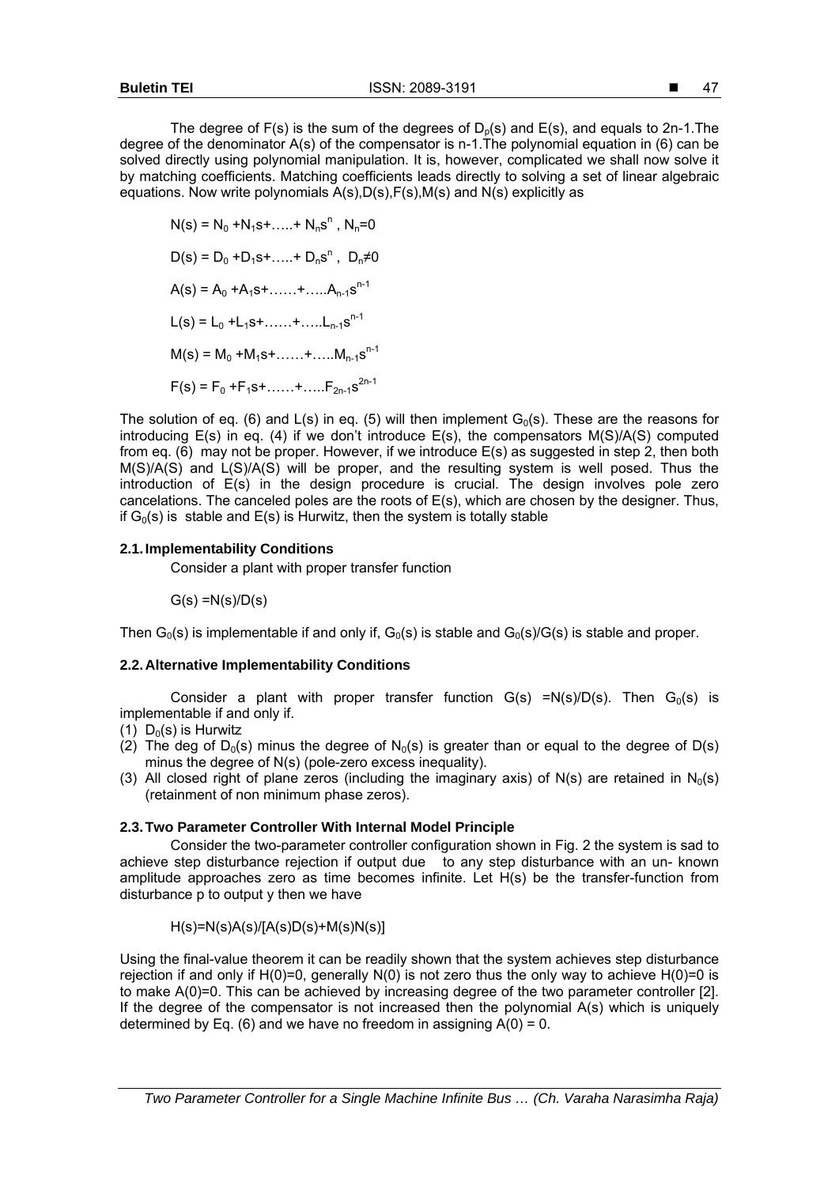The degree of $F(s)$ is the sum of the degrees of $D_p(s)$ and $E(s)$, and equals to 2n-1.The degree of the denominator $A(s)$ of the compensator is n-1.The polynomial equation in (6) can be solved directly using polynomial manipulation. It is, however, complicated we shall now solve it by matching coefficients. Matching coefficients leads directly to solving a set of linear algebraic equations. Now write polynomials A(s),D(s),F(s),M(s) and N(s) explicitly as

$$N(s) = N_0 + N_1 s + \ldots + N_n s^n \;,\; N_n = 0$$

$$D(s) = D_0 + D_1 s + \ldots + D_n s^n \;,\; D_n \neq 0$$

$$A(s) = A_0 + A_1 s + \ldots + \ldots A_{n-1} s^{n-1}$$

$$L(s) = L_0 + L_1 s + \ldots + \ldots L_{n-1} s^{n-1}$$

$$M(s) = M_0 + M_1 s + \ldots + \ldots M_{n-1} s^{n-1}$$

$$F(s) = F_0 + F_1 s + \ldots + \ldots F_{2n-1} s^{2n-1}$$

The solution of eq. (6) and L(s) in eq. (5) will then implement $G_0(s)$. These are the reasons for introducing E(s) in eq. (4) if we don't introduce E(s), the compensators M(S)/A(S) computed from eq. (6) may not be proper. However, if we introduce E(s) as suggested in step 2, then both M(S)/A(S) and L(S)/A(S) will be proper, and the resulting system is well posed. Thus the introduction of E(s) in the design procedure is crucial. The design involves pole zero cancelations. The canceled poles are the roots of E(s), which are chosen by the designer. Thus, if $G_0(s)$ is stable and E(s) is Hurwitz, then the system is totally stable

### 2.1. Implementability Conditions

Consider a plant with proper transfer function

$G(s) = N(s)/D(s)$

Then $G_0(s)$ is implementable if and only if, $G_0(s)$ is stable and $G_0(s)/G(s)$ is stable and proper.

### 2.2. Alternative Implementability Conditions

Consider a plant with proper transfer function $G(s) = N(s)/D(s)$. Then $G_0(s)$ is implementable if and only if.

(1) $D_0(s)$ is Hurwitz
(2) The deg of $D_0(s)$ minus the degree of $N_0(s)$ is greater than or equal to the degree of D(s) minus the degree of N(s) (pole-zero excess inequality).
(3) All closed right of plane zeros (including the imaginary axis) of N(s) are retained in $N_0(s)$ (retainment of non minimum phase zeros).

### 2.3. Two Parameter Controller With Internal Model Principle

Consider the two-parameter controller configuration shown in Fig. 2 the system is sad to achieve step disturbance rejection if output due to any step disturbance with an un- known amplitude approaches zero as time becomes infinite. Let H(s) be the transfer-function from disturbance p to output y then we have

$H(s) = N(s)A(s)/[A(s)D(s)+M(s)N(s)]$

Using the final-value theorem it can be readily shown that the system achieves step disturbance rejection if and only if H(0)=0, generally N(0) is not zero thus the only way to achieve H(0)=0 is to make A(0)=0. This can be achieved by increasing degree of the two parameter controller [2]. If the degree of the compensator is not increased then the polynomial A(s) which is uniquely determined by Eq. (6) and we have no freedom in assigning A(0) = 0.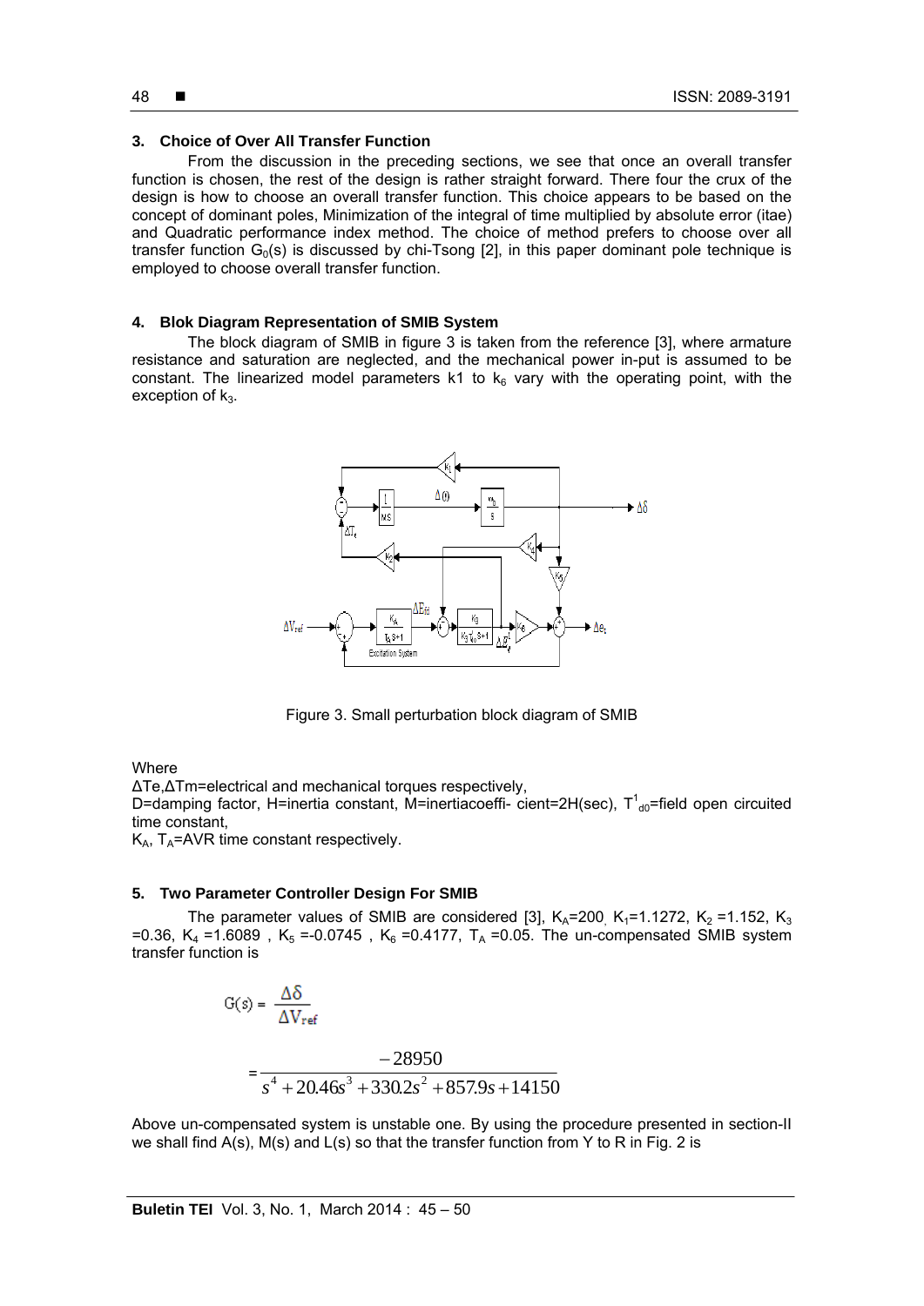### 3. Choice of Over All Transfer Function

From the discussion in the preceding sections, we see that once an overall transfer function is chosen, the rest of the design is rather straight forward. There four the crux of the design is how to choose an overall transfer function. This choice appears to be based on the concept of dominant poles, Minimization of the integral of time multiplied by absolute error (itae) and Quadratic performance index method. The choice of method prefers to choose over all transfer function $G_0(s)$ is discussed by chi-Tsong [2], in this paper dominant pole technique is employed to choose overall transfer function.

### 4. Blok Diagram Representation of SMIB System

The block diagram of SMIB in figure 3 is taken from the reference [3], where armature resistance and saturation are neglected, and the mechanical power in-put is assumed to be constant. The linearized model parameters k1 to $k_6$ vary with the operating point, with the exception of $k_3$.

Figure 3. Small perturbation block diagram of SMIB

Where

$\Delta T_e$,$\Delta T_m$=electrical and mechanical torques respectively,

D=damping factor, H=inertia constant, M=inertiacoeffi- cient=2H(sec), $T^1_{d0}$=field open circuited time constant,

$K_A$, $T_A$=AVR time constant respectively.

### 5. Two Parameter Controller Design For SMIB

The parameter values of SMIB are considered [3], $K_A$=200, $K_1$=1.1272, $K_2$ =1.152, $K_3$ =0.36, $K_4$ =1.6089 , $K_5$ =-0.0745 , $K_6$ =0.4177, $T_A$ =0.05. The un-compensated SMIB system transfer function is

$$G(s) = \frac{\Delta\delta}{\Delta V_{ref}}$$

$$= \frac{-28950}{s^4 + 20.46s^3 + 330.2s^2 + 857.9s + 14150}$$

Above un-compensated system is unstable one. By using the procedure presented in section-II we shall find A(s), M(s) and L(s) so that the transfer function from Y to R in Fig. 2 is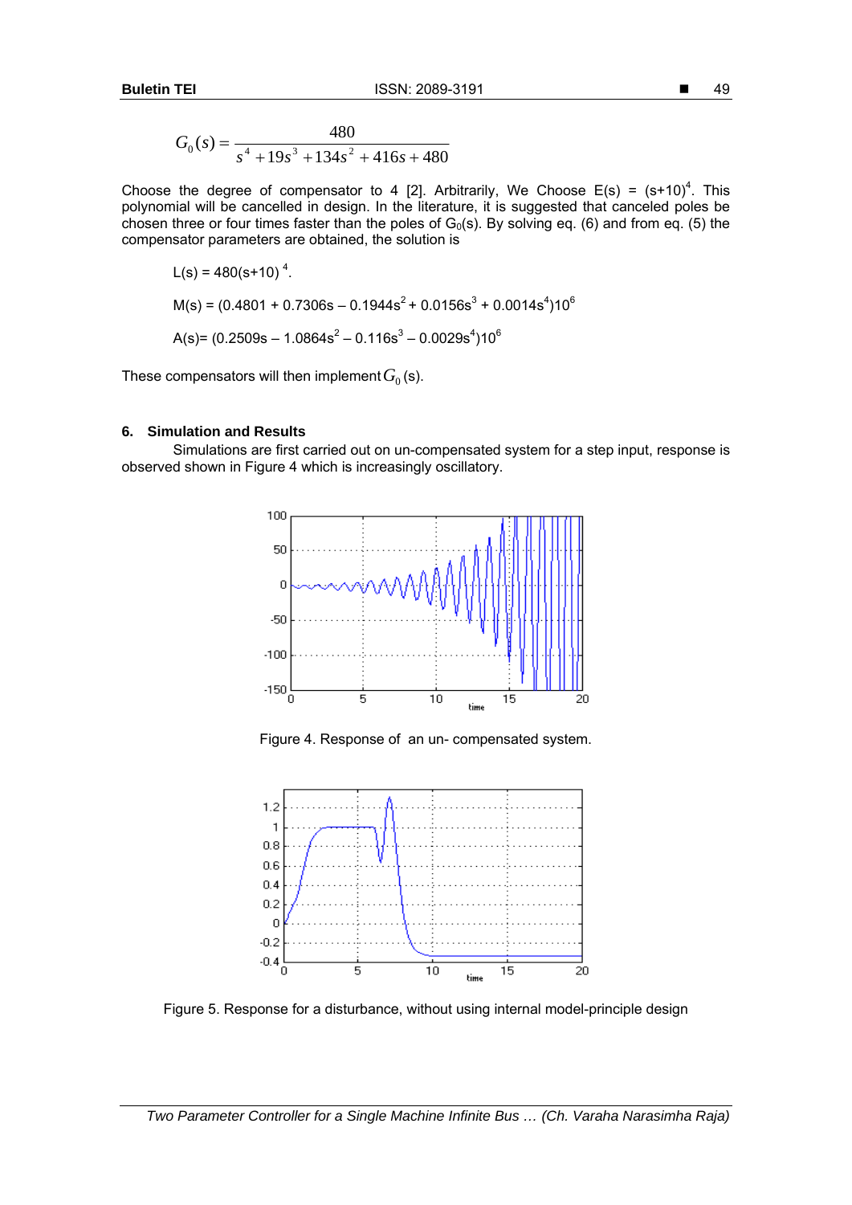$$G_0(s) = \frac{480}{s^4 + 19s^3 + 134s^2 + 416s + 480}$$

Choose the degree of compensator to 4 [2]. Arbitrarily, We Choose E(s) = $(s+10)^4$. This polynomial will be cancelled in design. In the literature, it is suggested that canceled poles be chosen three or four times faster than the poles of $G_0(s)$. By solving eq. (6) and from eq. (5) the compensator parameters are obtained, the solution is

$L(s) = 480(s+10)^4$.

$M(s) = (0.4801 + 0.7306s – 0.1944s^2 + 0.0156s^3 + 0.0014s^4)10^6$

$A(s)= (0.2509s – 1.0864s^2 – 0.116s^3 – 0.0029s^4)10^6$

These compensators will then implement $G_0$ (s).

## 6. Simulation and Results

Simulations are first carried out on un-compensated system for a step input, response is observed shown in Figure 4 which is increasingly oscillatory.

Figure 4. Response of an un- compensated system.

Figure 5. Response for a disturbance, without using internal model-principle design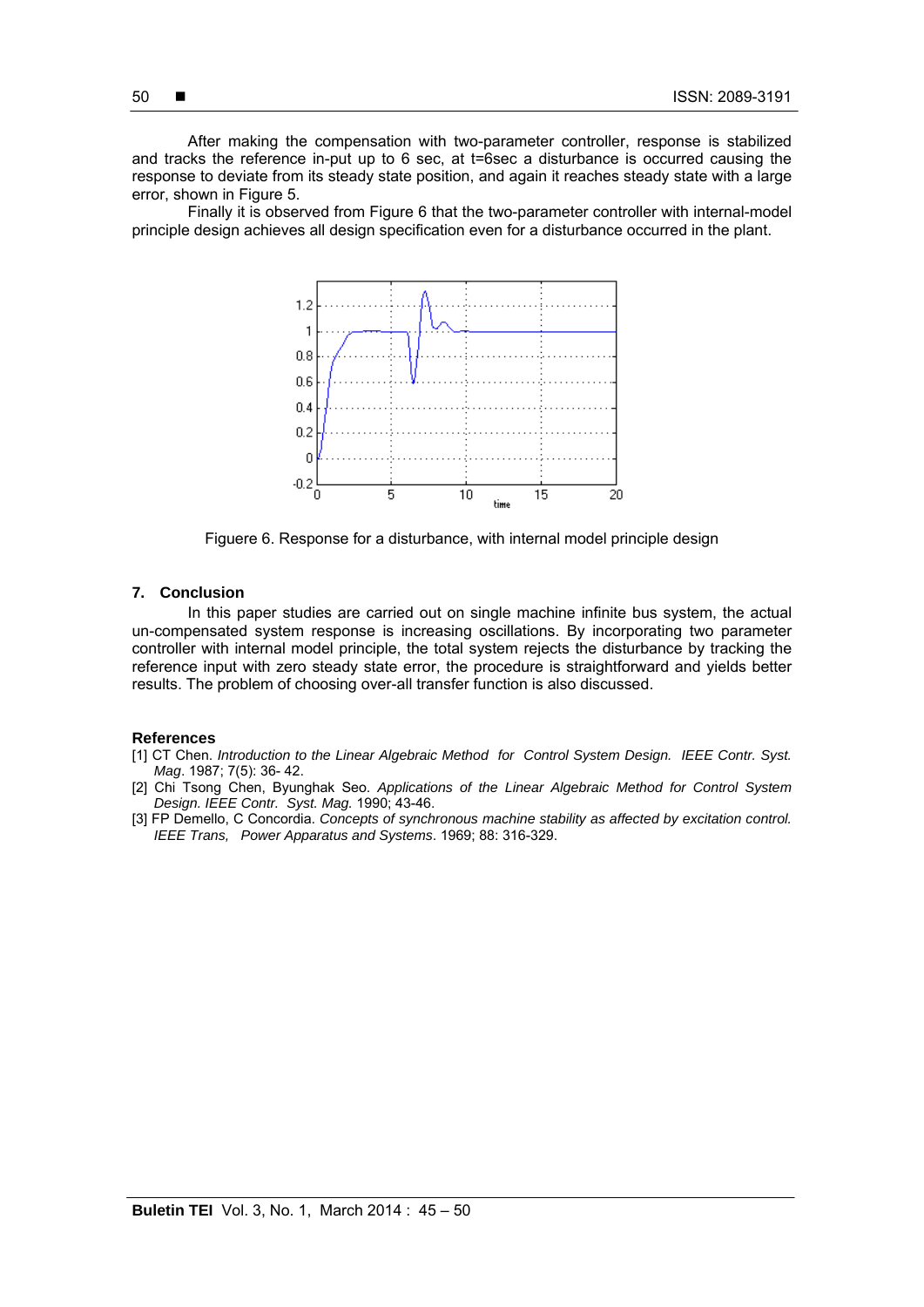After making the compensation with two-parameter controller, response is stabilized and tracks the reference in-put up to 6 sec, at t=6sec a disturbance is occurred causing the response to deviate from its steady state position, and again it reaches steady state with a large error, shown in Figure 5.

Finally it is observed from Figure 6 that the two-parameter controller with internal-model principle design achieves all design specification even for a disturbance occurred in the plant.

1.2
1
0.8
0.6
0.4
0.2
0
-0.2
0
5
10
15
20
time

Figuere 6. Response for a disturbance, with internal model principle design

## 7. Conclusion

In this paper studies are carried out on single machine infinite bus system, the actual un-compensated system response is increasing oscillations. By incorporating two parameter controller with internal model principle, the total system rejects the disturbance by tracking the reference input with zero steady state error, the procedure is straightforward and yields better results. The problem of choosing over-all transfer function is also discussed.

## References

[1] CT Chen. *Introduction to the Linear Algebraic Method for Control System Design. IEEE Contr. Syst. Mag*. 1987; 7(5): 36- 42.

[2] Chi Tsong Chen, Byunghak Seo. *Applications of the Linear Algebraic Method for Control System Design. IEEE Contr. Syst. Mag.* 1990; 43-46.

[3] FP Demello, C Concordia. *Concepts of synchronous machine stability as affected by excitation control. IEEE Trans, Power Apparatus and Systems*. 1969; 88: 316-329.